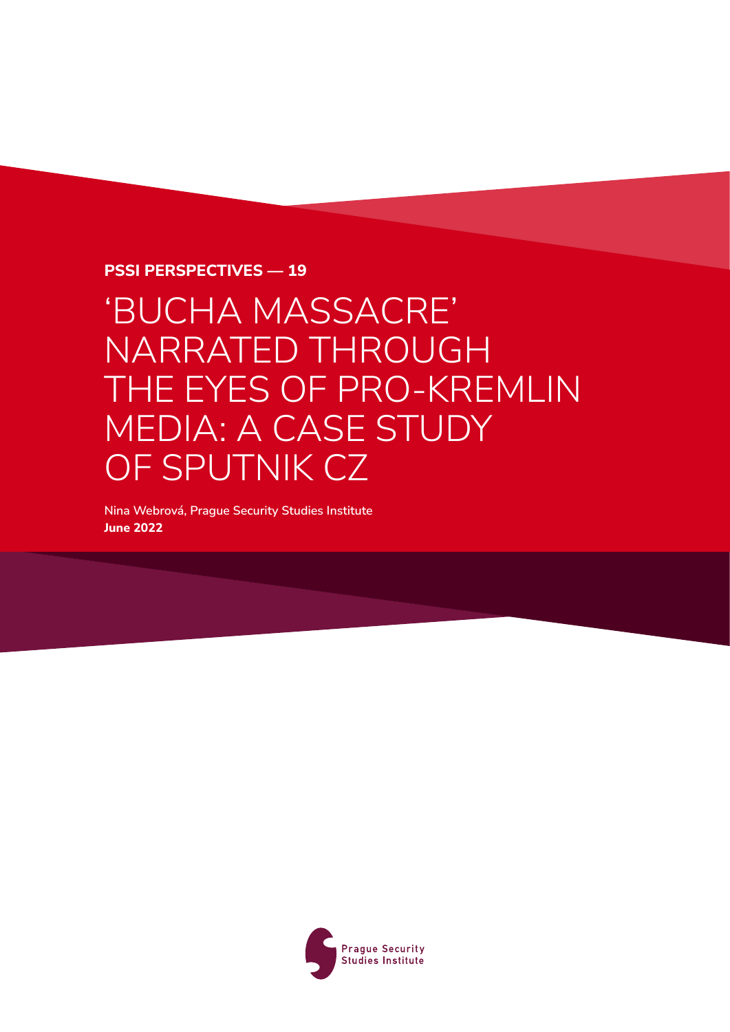**PSSI PERSPECTIVES — 19**

# 'BUCHA MASSACRE' NARRATED THROUGH THE EYES OF PRO-KREMLIN MEDIA: A CASE STUDY OF SPUTNIK CZ

Nina Webrová, Prague Security Studies Institute
**June 2022**

Prague Security Studies Institute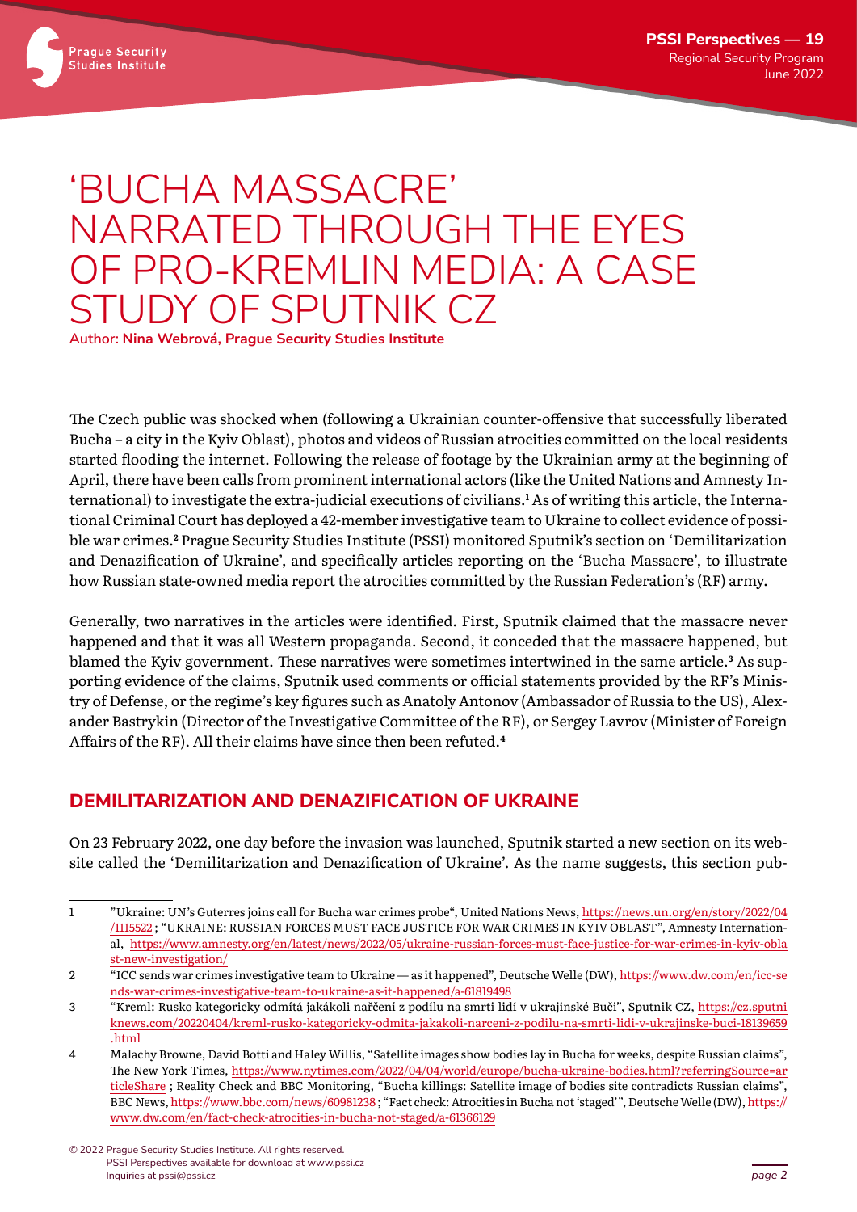# 'BUCHA MASSACRE' NARRATED THROUGH THE EYES OF PRO-KREMLIN MEDIA: A CASE STUDY OF SPUTNIK CZ

Author: **Nina Webrová, Prague Security Studies Institute**

The Czech public was shocked when (following a Ukrainian counter-offensive that successfully liberated Bucha – a city in the Kyiv Oblast), photos and videos of Russian atrocities committed on the local residents started flooding the internet. Following the release of footage by the Ukrainian army at the beginning of April, there have been calls from prominent international actors (like the United Nations and Amnesty International) to investigate the extra-judicial executions of civilians.[1] As of writing this article, the International Criminal Court has deployed a 42-member investigative team to Ukraine to collect evidence of possible war crimes.[2] Prague Security Studies Institute (PSSI) monitored Sputnik's section on 'Demilitarization and Denazification of Ukraine', and specifically articles reporting on the 'Bucha Massacre', to illustrate how Russian state-owned media report the atrocities committed by the Russian Federation's (RF) army.

Generally, two narratives in the articles were identified. First, Sputnik claimed that the massacre never happened and that it was all Western propaganda. Second, it conceded that the massacre happened, but blamed the Kyiv government. These narratives were sometimes intertwined in the same article.[3] As supporting evidence of the claims, Sputnik used comments or official statements provided by the RF's Ministry of Defense, or the regime's key figures such as Anatoly Antonov (Ambassador of Russia to the US), Alexander Bastrykin (Director of the Investigative Committee of the RF), or Sergey Lavrov (Minister of Foreign Affairs of the RF). All their claims have since then been refuted.[4]

## DEMILITARIZATION AND DENAZIFICATION OF UKRAINE

On 23 February 2022, one day before the invasion was launched, Sputnik started a new section on its website called the 'Demilitarization and Denazification of Ukraine'. As the name suggests, this section pub-

---

1 "Ukraine: UN's Guterres joins call for Bucha war crimes probe", United Nations News, https://news.un.org/en/story/2022/04/1115522 ; "UKRAINE: RUSSIAN FORCES MUST FACE JUSTICE FOR WAR CRIMES IN KYIV OBLAST", Amnesty International, https://www.amnesty.org/en/latest/news/2022/05/ukraine-russian-forces-must-face-justice-for-war-crimes-in-kyiv-oblast-new-investigation/

2 "ICC sends war crimes investigative team to Ukraine — as it happened", Deutsche Welle (DW), https://www.dw.com/en/icc-sends-war-crimes-investigative-team-to-ukraine-as-it-happened/a-61819498

3 "Kreml: Rusko kategoricky odmítá jakákoli nařčení z podílu na smrti lidí v ukrajinské Buči", Sputnik CZ, https://cz.sputniknews.com/20220404/kreml-rusko-kategoricky-odmita-jakakoli-narceni-z-podilu-na-smrti-lidi-v-ukrajinske-buci-18139659.html

4 Malachy Browne, David Botti and Haley Willis, "Satellite images show bodies lay in Bucha for weeks, despite Russian claims", The New York Times, https://www.nytimes.com/2022/04/04/world/europe/bucha-ukraine-bodies.html?referringSource=articleShare ; Reality Check and BBC Monitoring, "Bucha killings: Satellite image of bodies site contradicts Russian claims", BBC News, https://www.bbc.com/news/60981238 ; "Fact check: Atrocities in Bucha not 'staged'", Deutsche Welle (DW), https://www.dw.com/en/fact-check-atrocities-in-bucha-not-staged/a-61366129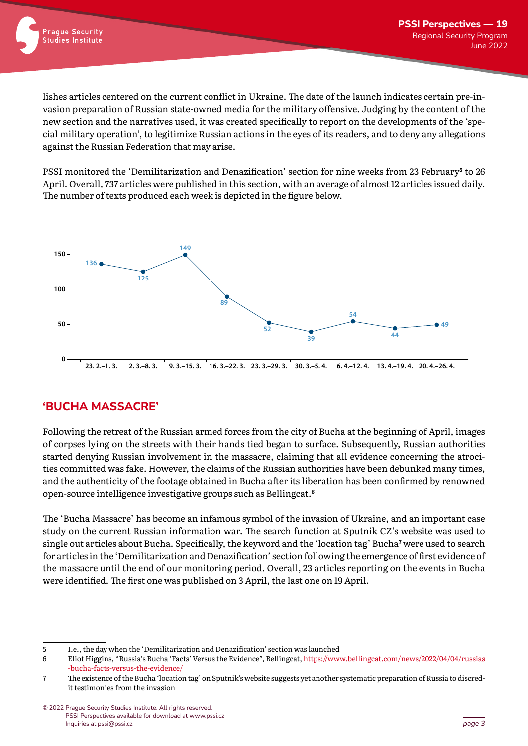lishes articles centered on the current conflict in Ukraine. The date of the launch indicates certain pre-invasion preparation of Russian state-owned media for the military offensive. Judging by the content of the new section and the narratives used, it was created specifically to report on the developments of the 'special military operation', to legitimize Russian actions in the eyes of its readers, and to deny any allegations against the Russian Federation that may arise.

PSSI monitored the 'Demilitarization and Denazification' section for nine weeks from 23 February[5] to 26 April. Overall, 737 articles were published in this section, with an average of almost 12 articles issued daily. The number of texts produced each week is depicted in the figure below.

| Week | Articles |
|---|---|
| 23. 2.–1. 3. | 136 |
| 2. 3.–8. 3. | 125 |
| 9. 3.–15. 3. | 149 |
| 16. 3.–22. 3. | 89 |
| 23. 3.–29. 3. | 52 |
| 30. 3.–5. 4. | 39 |
| 6. 4.–12. 4. | 54 |
| 13. 4.–19. 4. | 44 |
| 20. 4.–26. 4. | 49 |

## 'BUCHA MASSACRE'

Following the retreat of the Russian armed forces from the city of Bucha at the beginning of April, images of corpses lying on the streets with their hands tied began to surface. Subsequently, Russian authorities started denying Russian involvement in the massacre, claiming that all evidence concerning the atrocities committed was fake. However, the claims of the Russian authorities have been debunked many times, and the authenticity of the footage obtained in Bucha after its liberation has been confirmed by renowned open-source intelligence investigative groups such as Bellingcat.[6]

The 'Bucha Massacre' has become an infamous symbol of the invasion of Ukraine, and an important case study on the current Russian information war. The search function at Sputnik CZ's website was used to single out articles about Bucha. Specifically, the keyword and the 'location tag' Bucha[7] were used to search for articles in the 'Demilitarization and Denazification' section following the emergence of first evidence of the massacre until the end of our monitoring period. Overall, 23 articles reporting on the events in Bucha were identified. The first one was published on 3 April, the last one on 19 April.

---

5 I.e., the day when the 'Demilitarization and Denazification' section was launched

6 Eliot Higgins, "Russia's Bucha 'Facts' Versus the Evidence", Bellingcat, https://www.bellingcat.com/news/2022/04/04/russias-bucha-facts-versus-the-evidence/

7 The existence of the Bucha 'location tag' on Sputnik's website suggests yet another systematic preparation of Russia to discredit testimonies from the invasion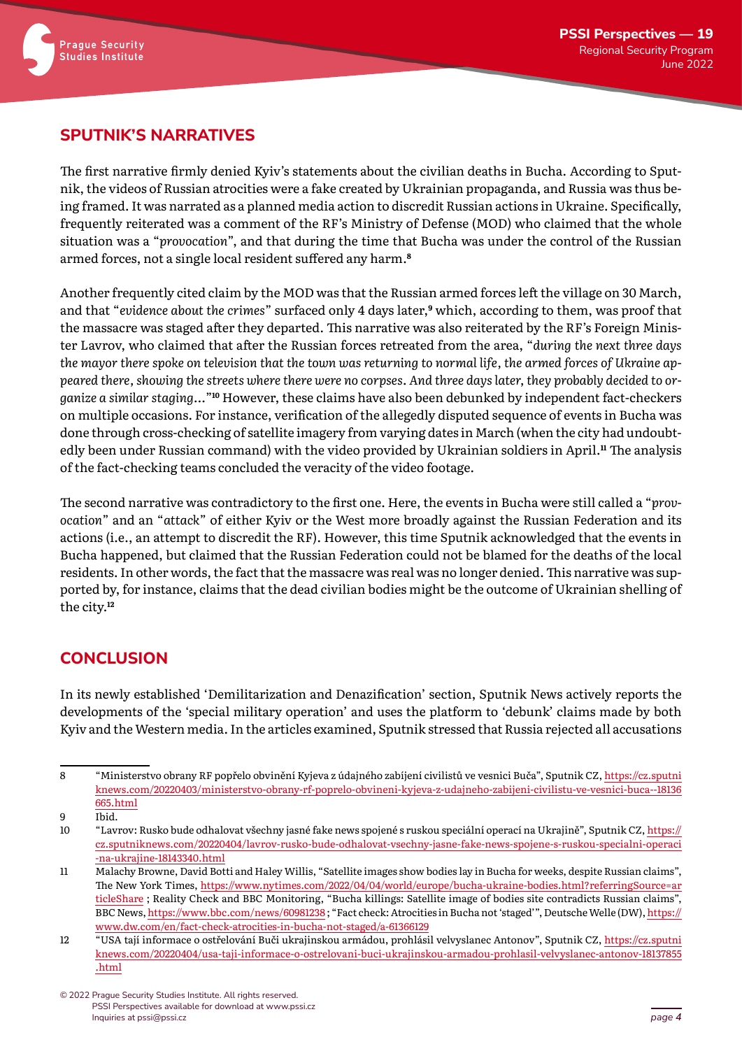## SPUTNIK'S NARRATIVES

The first narrative firmly denied Kyiv's statements about the civilian deaths in Bucha. According to Sputnik, the videos of Russian atrocities were a fake created by Ukrainian propaganda, and Russia was thus being framed. It was narrated as a planned media action to discredit Russian actions in Ukraine. Specifically, frequently reiterated was a comment of the RF's Ministry of Defense (MOD) who claimed that the whole situation was a "*provocation*", and that during the time that Bucha was under the control of the Russian armed forces, not a single local resident suffered any harm.[8]

Another frequently cited claim by the MOD was that the Russian armed forces left the village on 30 March, and that "*evidence about the crimes*" surfaced only 4 days later,[9] which, according to them, was proof that the massacre was staged after they departed. This narrative was also reiterated by the RF's Foreign Minister Lavrov, who claimed that after the Russian forces retreated from the area, "*during the next three days the mayor there spoke on television that the town was returning to normal life, the armed forces of Ukraine appeared there, showing the streets where there were no corpses. And three days later, they probably decided to organize a similar staging…*"[10] However, these claims have also been debunked by independent fact-checkers on multiple occasions. For instance, verification of the allegedly disputed sequence of events in Bucha was done through cross-checking of satellite imagery from varying dates in March (when the city had undoubtedly been under Russian command) with the video provided by Ukrainian soldiers in April.[11] The analysis of the fact-checking teams concluded the veracity of the video footage.

The second narrative was contradictory to the first one. Here, the events in Bucha were still called a "*provocation*" and an "*attack*" of either Kyiv or the West more broadly against the Russian Federation and its actions (i.e., an attempt to discredit the RF). However, this time Sputnik acknowledged that the events in Bucha happened, but claimed that the Russian Federation could not be blamed for the deaths of the local residents. In other words, the fact that the massacre was real was no longer denied. This narrative was supported by, for instance, claims that the dead civilian bodies might be the outcome of Ukrainian shelling of the city.[12]

## CONCLUSION

In its newly established 'Demilitarization and Denazification' section, Sputnik News actively reports the developments of the 'special military operation' and uses the platform to 'debunk' claims made by both Kyiv and the Western media. In the articles examined, Sputnik stressed that Russia rejected all accusations

---

8 "Ministerstvo obrany RF popřelo obvinění Kyjeva z údajného zabíjení civilistů ve vesnici Buča", Sputnik CZ, https://cz.sputniknews.com/20220403/ministerstvo-obrany-rf-poprelo-obvineni-kyjeva-z-udajneho-zabijeni-civilistu-ve-vesnici-buca--18136665.html

9 Ibid.

10 "Lavrov: Rusko bude odhalovat všechny jasné fake news spojené s ruskou speciální operací na Ukrajině", Sputnik CZ, https://cz.sputniknews.com/20220404/lavrov-rusko-bude-odhalovat-vsechny-jasne-fake-news-spojene-s-ruskou-specialni-operaci-na-ukrajine-18143340.html

11 Malachy Browne, David Botti and Haley Willis, "Satellite images show bodies lay in Bucha for weeks, despite Russian claims", The New York Times, https://www.nytimes.com/2022/04/04/world/europe/bucha-ukraine-bodies.html?referringSource=articleShare ; Reality Check and BBC Monitoring, "Bucha killings: Satellite image of bodies site contradicts Russian claims", BBC News, https://www.bbc.com/news/60981238 ; "Fact check: Atrocities in Bucha not 'staged'", Deutsche Welle (DW), https://www.dw.com/en/fact-check-atrocities-in-bucha-not-staged/a-61366129

12 "USA tají informace o ostřelování Buči ukrajinskou armádou, prohlásil velvyslanec Antonov", Sputnik CZ, https://cz.sputniknews.com/20220404/usa-taji-informace-o-ostrelovani-buci-ukrajinskou-armadou-prohlasil-velvyslanec-antonov-18137855.html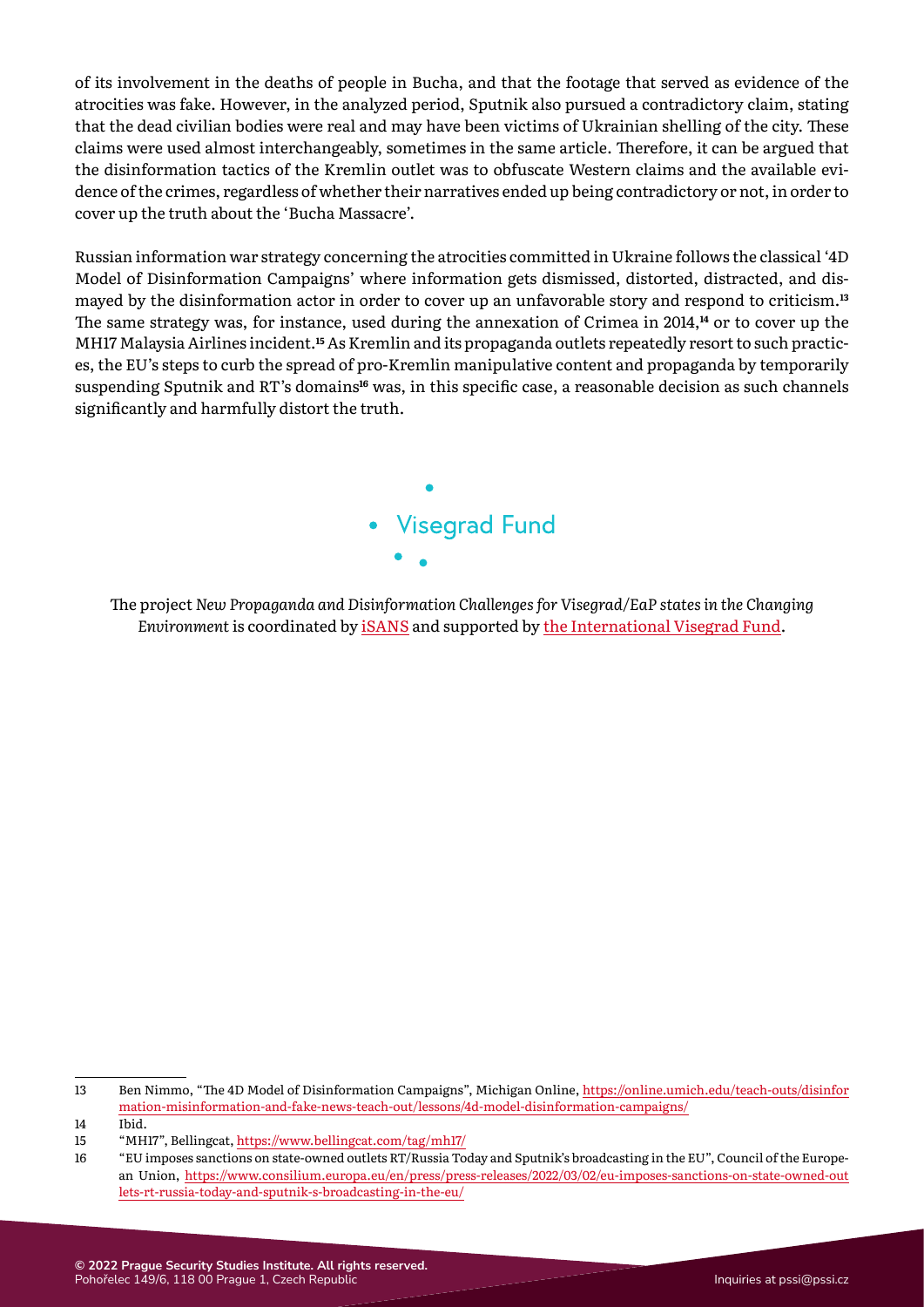of its involvement in the deaths of people in Bucha, and that the footage that served as evidence of the atrocities was fake. However, in the analyzed period, Sputnik also pursued a contradictory claim, stating that the dead civilian bodies were real and may have been victims of Ukrainian shelling of the city. These claims were used almost interchangeably, sometimes in the same article. Therefore, it can be argued that the disinformation tactics of the Kremlin outlet was to obfuscate Western claims and the available evidence of the crimes, regardless of whether their narratives ended up being contradictory or not, in order to cover up the truth about the 'Bucha Massacre'.

Russian information war strategy concerning the atrocities committed in Ukraine follows the classical '4D Model of Disinformation Campaigns' where information gets dismissed, distorted, distracted, and dismayed by the disinformation actor in order to cover up an unfavorable story and respond to criticism.[13] The same strategy was, for instance, used during the annexation of Crimea in 2014,[14] or to cover up the MH17 Malaysia Airlines incident.[15] As Kremlin and its propaganda outlets repeatedly resort to such practices, the EU's steps to curb the spread of pro-Kremlin manipulative content and propaganda by temporarily suspending Sputnik and RT's domains[16] was, in this specific case, a reasonable decision as such channels significantly and harmfully distort the truth.

Visegrad Fund

The project *New Propaganda and Disinformation Challenges for Visegrad/EaP states in the Changing Environment* is coordinated by [iSANS](#) and supported by [the International Visegrad Fund](#).

---

13 Ben Nimmo, "The 4D Model of Disinformation Campaigns", Michigan Online, https://online.umich.edu/teach-outs/disinformation-misinformation-and-fake-news-teach-out/lessons/4d-model-disinformation-campaigns/

14 Ibid.

15 "MH17", Bellingcat, https://www.bellingcat.com/tag/mh17/

16 "EU imposes sanctions on state-owned outlets RT/Russia Today and Sputnik's broadcasting in the EU", Council of the European Union, https://www.consilium.europa.eu/en/press/press-releases/2022/03/02/eu-imposes-sanctions-on-state-owned-outlets-rt-russia-today-and-sputnik-s-broadcasting-in-the-eu/

**© 2022 Prague Security Studies Institute. All rights reserved.**
Pohořelec 149/6, 118 00 Prague 1, Czech Republic

Inquiries at pssi@pssi.cz